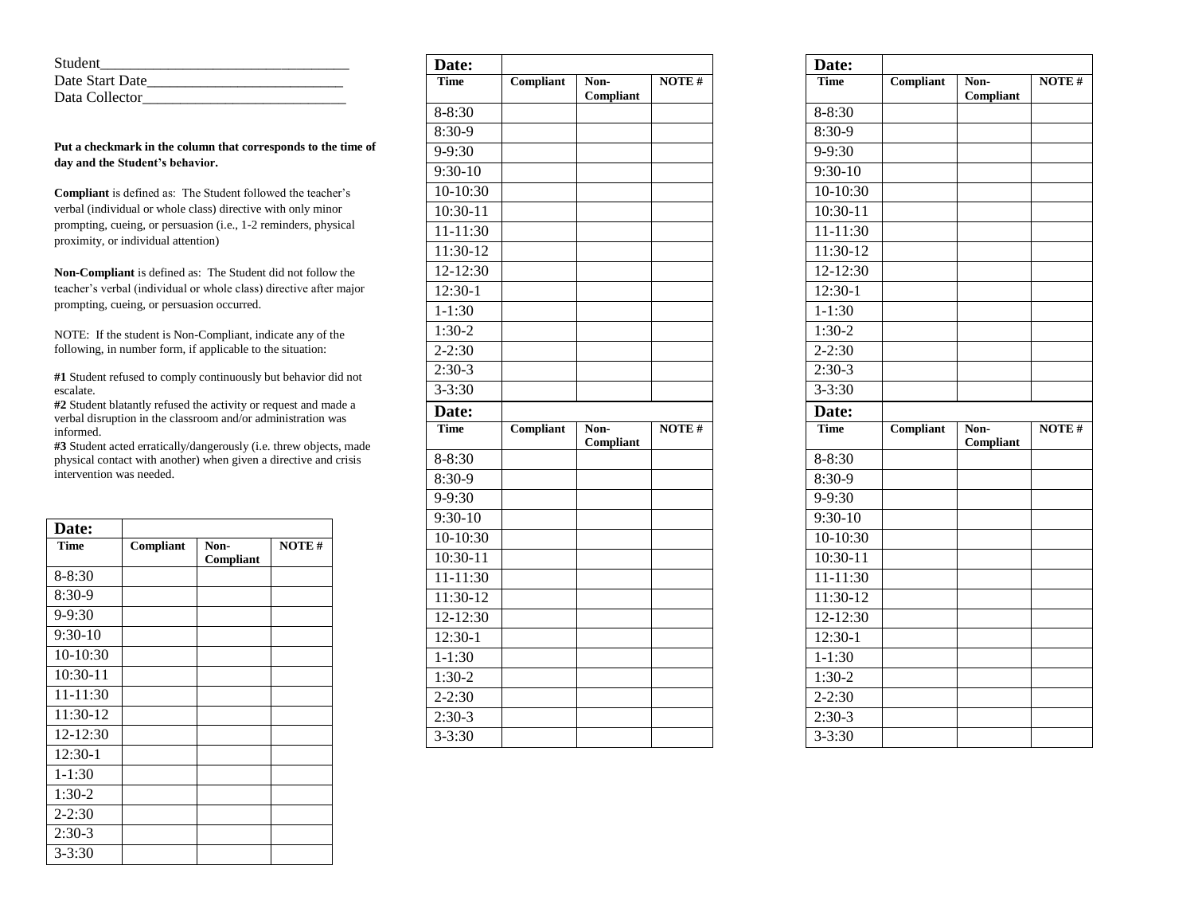Student________________________________
Date Start Date__________________________
Data Collector___________________________

**Put a checkmark in the column that corresponds to the time of day and the Student's behavior.**

**Compliant** is defined as: The Student followed the teacher's verbal (individual or whole class) directive with only minor prompting, cueing, or persuasion (i.e., 1-2 reminders, physical proximity, or individual attention)

**Non-Compliant** is defined as: The Student did not follow the teacher's verbal (individual or whole class) directive after major prompting, cueing, or persuasion occurred.

NOTE: If the student is Non-Compliant, indicate any of the following, in number form, if applicable to the situation:

**#1** Student refused to comply continuously but behavior did not escalate.
**#2** Student blatantly refused the activity or request and made a verbal disruption in the classroom and/or administration was informed.
**#3** Student acted erratically/dangerously (i.e. threw objects, made physical contact with another) when given a directive and crisis intervention was needed.

| **Date:** | | | |
|---|---|---|---|
| **Time** | **Compliant** | **Non-Compliant** | **NOTE #** |
| 8-8:30 | | | |
| 8:30-9 | | | |
| 9-9:30 | | | |
| 9:30-10 | | | |
| 10-10:30 | | | |
| 10:30-11 | | | |
| 11-11:30 | | | |
| 11:30-12 | | | |
| 12-12:30 | | | |
| 12:30-1 | | | |
| 1-1:30 | | | |
| 1:30-2 | | | |
| 2-2:30 | | | |
| 2:30-3 | | | |
| 3-3:30 | | | |

| **Date:** | | | |
|---|---|---|---|
| **Time** | **Compliant** | **Non-Compliant** | **NOTE #** |
| 8-8:30 | | | |
| 8:30-9 | | | |
| 9-9:30 | | | |
| 9:30-10 | | | |
| 10-10:30 | | | |
| 10:30-11 | | | |
| 11-11:30 | | | |
| 11:30-12 | | | |
| 12-12:30 | | | |
| 12:30-1 | | | |
| 1-1:30 | | | |
| 1:30-2 | | | |
| 2-2:30 | | | |
| 2:30-3 | | | |
| 3-3:30 | | | |

| **Date:** | | | |
|---|---|---|---|
| **Time** | **Compliant** | **Non-Compliant** | **NOTE #** |
| 8-8:30 | | | |
| 8:30-9 | | | |
| 9-9:30 | | | |
| 9:30-10 | | | |
| 10-10:30 | | | |
| 10:30-11 | | | |
| 11-11:30 | | | |
| 11:30-12 | | | |
| 12-12:30 | | | |
| 12:30-1 | | | |
| 1-1:30 | | | |
| 1:30-2 | | | |
| 2-2:30 | | | |
| 2:30-3 | | | |
| 3-3:30 | | | |

| **Date:** | | | |
|---|---|---|---|
| **Time** | **Compliant** | **Non-Compliant** | **NOTE #** |
| 8-8:30 | | | |
| 8:30-9 | | | |
| 9-9:30 | | | |
| 9:30-10 | | | |
| 10-10:30 | | | |
| 10:30-11 | | | |
| 11-11:30 | | | |
| 11:30-12 | | | |
| 12-12:30 | | | |
| 12:30-1 | | | |
| 1-1:30 | | | |
| 1:30-2 | | | |
| 2-2:30 | | | |
| 2:30-3 | | | |
| 3-3:30 | | | |

| **Date:** | | | |
|---|---|---|---|
| **Time** | **Compliant** | **Non-Compliant** | **NOTE #** |
| 8-8:30 | | | |
| 8:30-9 | | | |
| 9-9:30 | | | |
| 9:30-10 | | | |
| 10-10:30 | | | |
| 10:30-11 | | | |
| 11-11:30 | | | |
| 11:30-12 | | | |
| 12-12:30 | | | |
| 12:30-1 | | | |
| 1-1:30 | | | |
| 1:30-2 | | | |
| 2-2:30 | | | |
| 2:30-3 | | | |
| 3-3:30 | | | |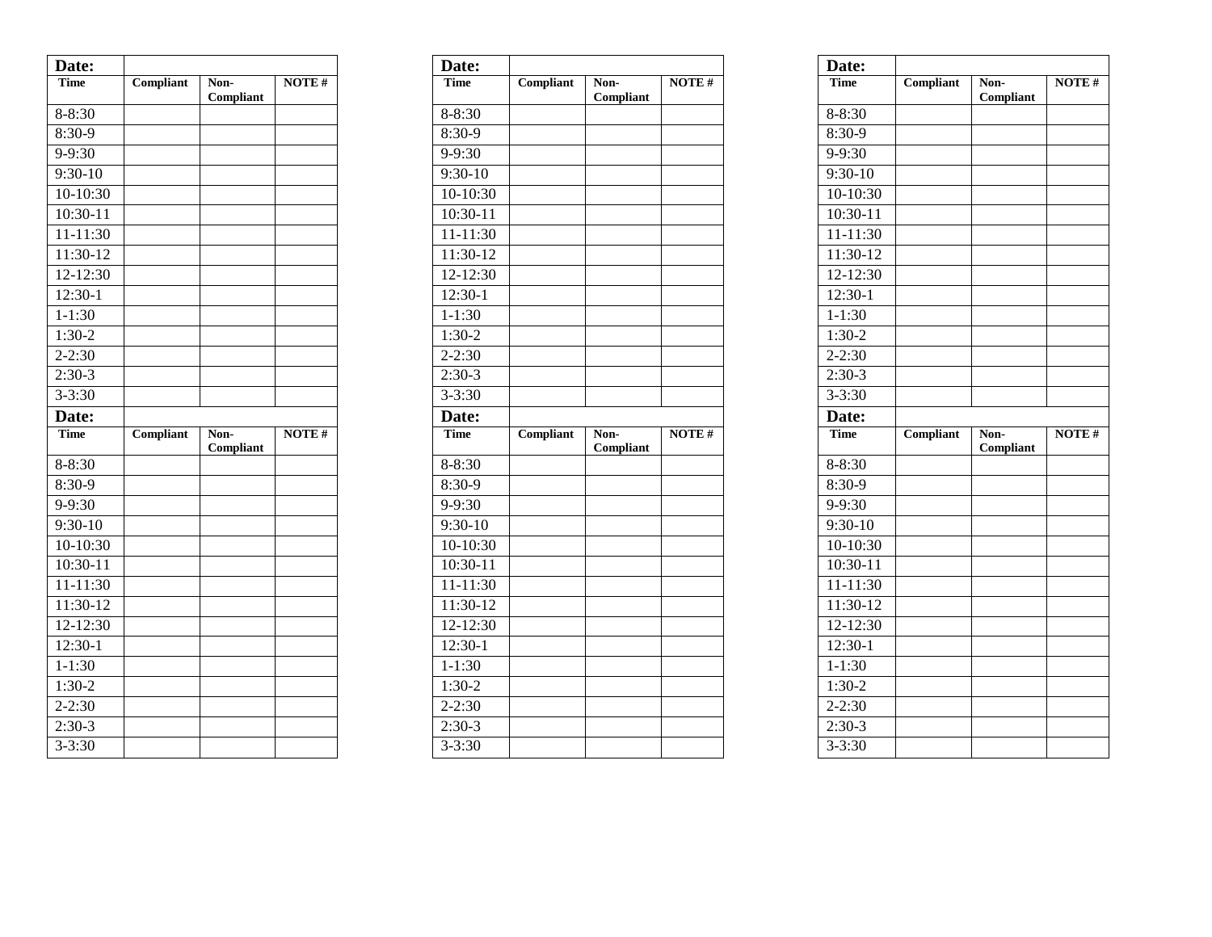| Date: | | | |
|---|---|---|---|
| **Time** | **Compliant** | **Non-Compliant** | **NOTE #** |
| 8-8:30 | | | |
| 8:30-9 | | | |
| 9-9:30 | | | |
| 9:30-10 | | | |
| 10-10:30 | | | |
| 10:30-11 | | | |
| 11-11:30 | | | |
| 11:30-12 | | | |
| 12-12:30 | | | |
| 12:30-1 | | | |
| 1-1:30 | | | |
| 1:30-2 | | | |
| 2-2:30 | | | |
| 2:30-3 | | | |
| 3-3:30 | | | |

| Date: | | | |
|---|---|---|---|
| **Time** | **Compliant** | **Non-Compliant** | **NOTE #** |
| 8-8:30 | | | |
| 8:30-9 | | | |
| 9-9:30 | | | |
| 9:30-10 | | | |
| 10-10:30 | | | |
| 10:30-11 | | | |
| 11-11:30 | | | |
| 11:30-12 | | | |
| 12-12:30 | | | |
| 12:30-1 | | | |
| 1-1:30 | | | |
| 1:30-2 | | | |
| 2-2:30 | | | |
| 2:30-3 | | | |
| 3-3:30 | | | |

| Date: | | | |
|---|---|---|---|
| **Time** | **Compliant** | **Non-Compliant** | **NOTE #** |
| 8-8:30 | | | |
| 8:30-9 | | | |
| 9-9:30 | | | |
| 9:30-10 | | | |
| 10-10:30 | | | |
| 10:30-11 | | | |
| 11-11:30 | | | |
| 11:30-12 | | | |
| 12-12:30 | | | |
| 12:30-1 | | | |
| 1-1:30 | | | |
| 1:30-2 | | | |
| 2-2:30 | | | |
| 2:30-3 | | | |
| 3-3:30 | | | |

| Date: | | | |
|---|---|---|---|
| **Time** | **Compliant** | **Non-Compliant** | **NOTE #** |
| 8-8:30 | | | |
| 8:30-9 | | | |
| 9-9:30 | | | |
| 9:30-10 | | | |
| 10-10:30 | | | |
| 10:30-11 | | | |
| 11-11:30 | | | |
| 11:30-12 | | | |
| 12-12:30 | | | |
| 12:30-1 | | | |
| 1-1:30 | | | |
| 1:30-2 | | | |
| 2-2:30 | | | |
| 2:30-3 | | | |
| 3-3:30 | | | |

| Date: | | | |
|---|---|---|---|
| **Time** | **Compliant** | **Non-Compliant** | **NOTE #** |
| 8-8:30 | | | |
| 8:30-9 | | | |
| 9-9:30 | | | |
| 9:30-10 | | | |
| 10-10:30 | | | |
| 10:30-11 | | | |
| 11-11:30 | | | |
| 11:30-12 | | | |
| 12-12:30 | | | |
| 12:30-1 | | | |
| 1-1:30 | | | |
| 1:30-2 | | | |
| 2-2:30 | | | |
| 2:30-3 | | | |
| 3-3:30 | | | |

| Date: | | | |
|---|---|---|---|
| **Time** | **Compliant** | **Non-Compliant** | **NOTE #** |
| 8-8:30 | | | |
| 8:30-9 | | | |
| 9-9:30 | | | |
| 9:30-10 | | | |
| 10-10:30 | | | |
| 10:30-11 | | | |
| 11-11:30 | | | |
| 11:30-12 | | | |
| 12-12:30 | | | |
| 12:30-1 | | | |
| 1-1:30 | | | |
| 1:30-2 | | | |
| 2-2:30 | | | |
| 2:30-3 | | | |
| 3-3:30 | | | |